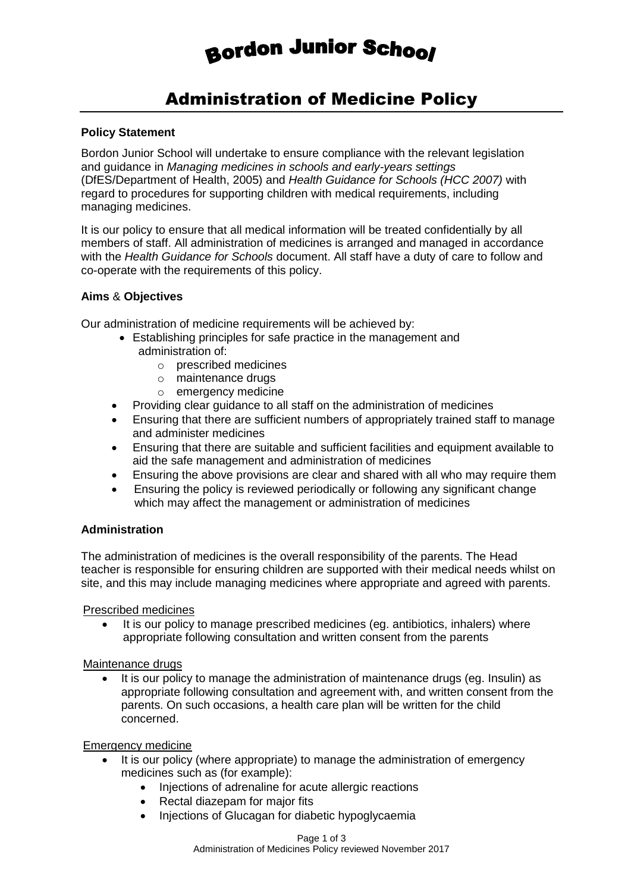# Bordon Junior School

## Administration of Medicine Policy

**Policy Statement**

Bordon Junior School will undertake to ensure compliance with the relevant legislation and guidance in *Managing medicines in schools and early-years settings* (DfES/Department of Health, 2005) and *Health Guidance for Schools (HCC 2007)* with regard to procedures for supporting children with medical requirements, including managing medicines.

It is our policy to ensure that all medical information will be treated confidentially by all members of staff. All administration of medicines is arranged and managed in accordance with the *Health Guidance for Schools* document. All staff have a duty of care to follow and co-operate with the requirements of this policy.

**Aims** & **Objectives**

Our administration of medicine requirements will be achieved by:

- Establishing principles for safe practice in the management and administration of:
  - prescribed medicines
  - maintenance drugs
  - emergency medicine
- Providing clear guidance to all staff on the administration of medicines
- Ensuring that there are sufficient numbers of appropriately trained staff to manage and administer medicines
- Ensuring that there are suitable and sufficient facilities and equipment available to aid the safe management and administration of medicines
- Ensuring the above provisions are clear and shared with all who may require them
- Ensuring the policy is reviewed periodically or following any significant change which may affect the management or administration of medicines

**Administration**

The administration of medicines is the overall responsibility of the parents. The Head teacher is responsible for ensuring children are supported with their medical needs whilst on site, and this may include managing medicines where appropriate and agreed with parents.

<u>Prescribed medicines</u>

- It is our policy to manage prescribed medicines (eg. antibiotics, inhalers) where appropriate following consultation and written consent from the parents

<u>Maintenance drugs</u>

- It is our policy to manage the administration of maintenance drugs (eg. Insulin) as appropriate following consultation and agreement with, and written consent from the parents. On such occasions, a health care plan will be written for the child concerned.

<u>Emergency medicine</u>

- It is our policy (where appropriate) to manage the administration of emergency medicines such as (for example):
  - Injections of adrenaline for acute allergic reactions
  - Rectal diazepam for major fits
  - Injections of Glucagan for diabetic hypoglycaemia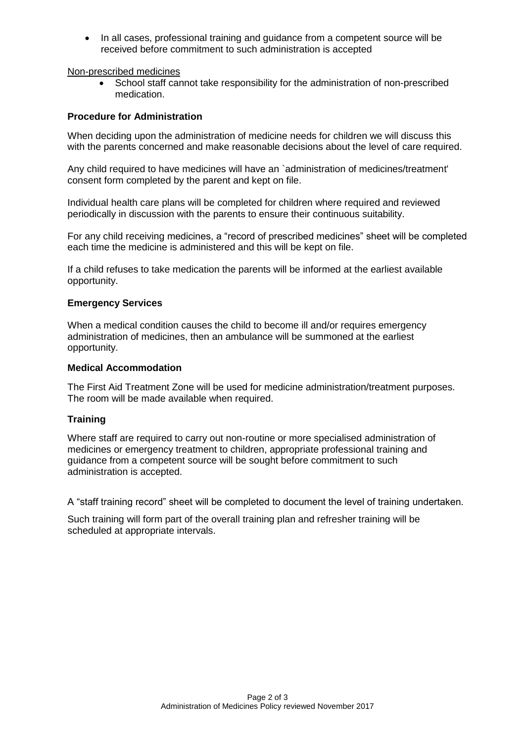- In all cases, professional training and guidance from a competent source will be received before commitment to such administration is accepted

Non-prescribed medicines

- School staff cannot take responsibility for the administration of non-prescribed medication.

### Procedure for Administration

When deciding upon the administration of medicine needs for children we will discuss this with the parents concerned and make reasonable decisions about the level of care required.

Any child required to have medicines will have an `administration of medicines/treatment' consent form completed by the parent and kept on file.

Individual health care plans will be completed for children where required and reviewed periodically in discussion with the parents to ensure their continuous suitability.

For any child receiving medicines, a "record of prescribed medicines" sheet will be completed each time the medicine is administered and this will be kept on file.

If a child refuses to take medication the parents will be informed at the earliest available opportunity.

### Emergency Services

When a medical condition causes the child to become ill and/or requires emergency administration of medicines, then an ambulance will be summoned at the earliest opportunity.

### Medical Accommodation

The First Aid Treatment Zone will be used for medicine administration/treatment purposes. The room will be made available when required.

### Training

Where staff are required to carry out non-routine or more specialised administration of medicines or emergency treatment to children, appropriate professional training and guidance from a competent source will be sought before commitment to such administration is accepted.

A "staff training record" sheet will be completed to document the level of training undertaken.

Such training will form part of the overall training plan and refresher training will be scheduled at appropriate intervals.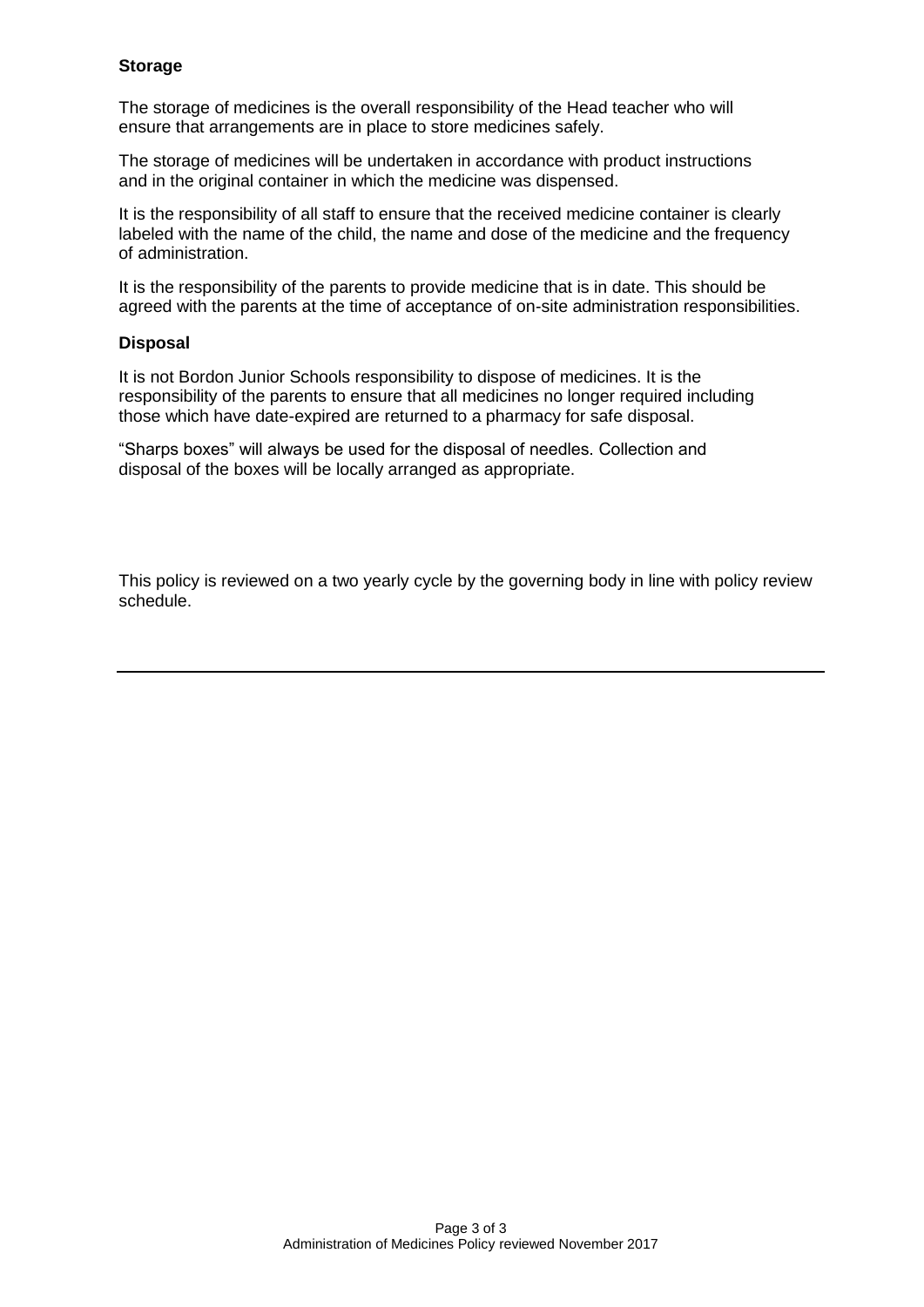## Storage

The storage of medicines is the overall responsibility of the Head teacher who will ensure that arrangements are in place to store medicines safely.

The storage of medicines will be undertaken in accordance with product instructions and in the original container in which the medicine was dispensed.

It is the responsibility of all staff to ensure that the received medicine container is clearly labeled with the name of the child, the name and dose of the medicine and the frequency of administration.

It is the responsibility of the parents to provide medicine that is in date. This should be agreed with the parents at the time of acceptance of on-site administration responsibilities.

## Disposal

It is not Bordon Junior Schools responsibility to dispose of medicines. It is the responsibility of the parents to ensure that all medicines no longer required including those which have date-expired are returned to a pharmacy for safe disposal.

"Sharps boxes" will always be used for the disposal of needles. Collection and disposal of the boxes will be locally arranged as appropriate.

This policy is reviewed on a two yearly cycle by the governing body in line with policy review schedule.

---